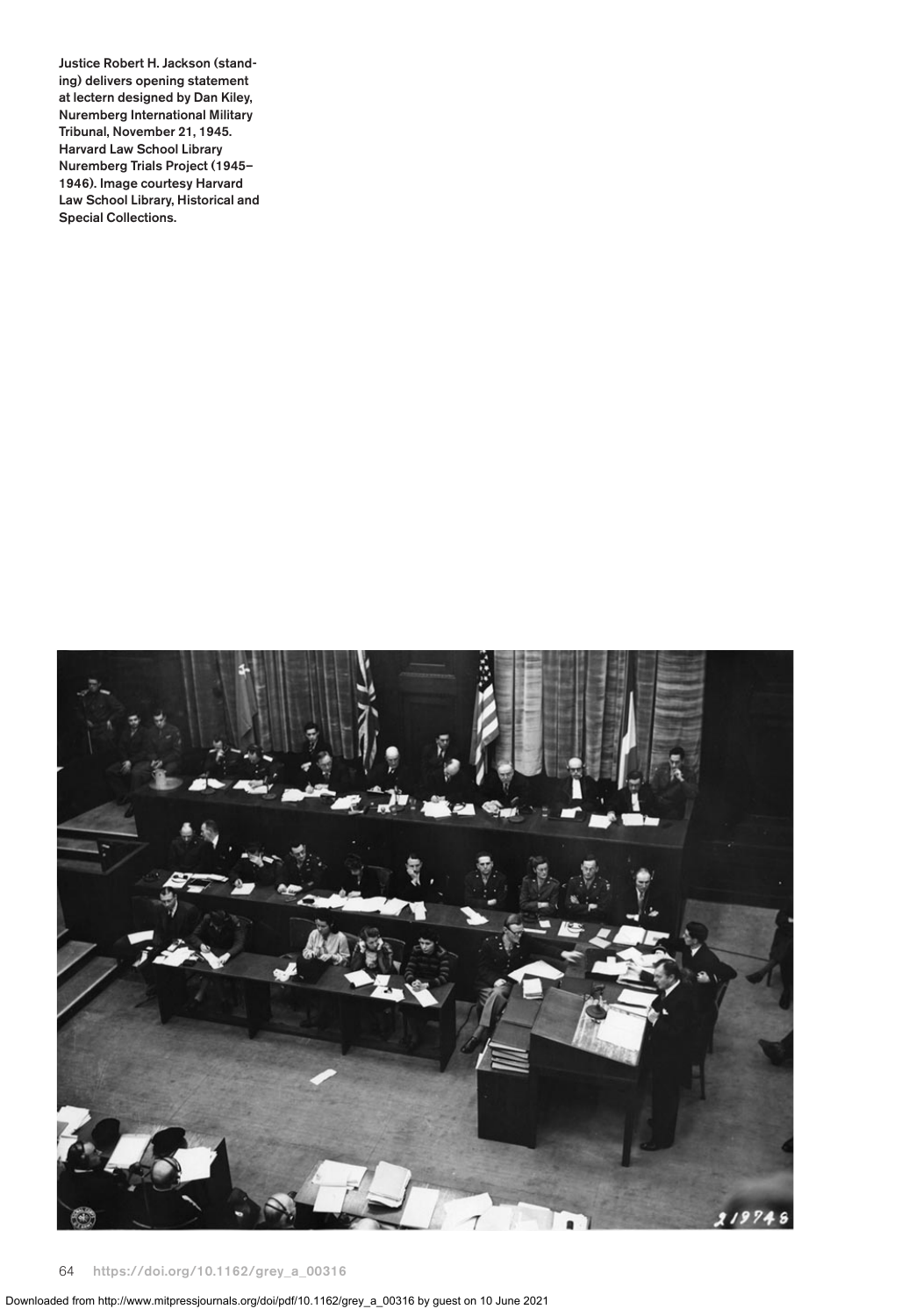Justice Robert H. Jackson (standing) delivers opening statement at lectern designed by Dan Kiley, Nuremberg International Military Tribunal, November 21, 1945. Harvard Law School Library Nuremberg Trials Project (1945–1946). Image courtesy Harvard Law School Library, Historical and Special Collections.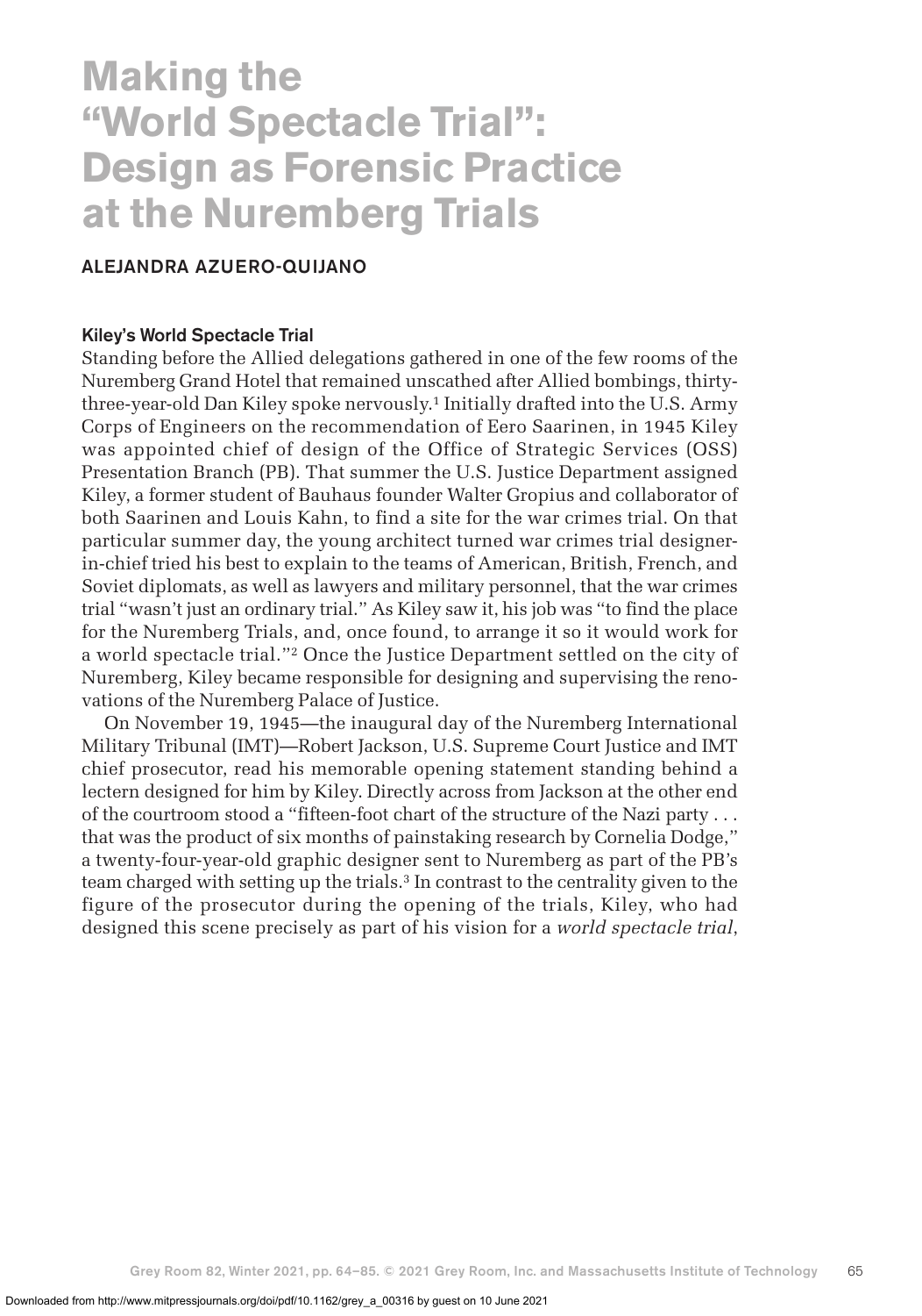# Making the "World Spectacle Trial": Design as Forensic Practice at the Nuremberg Trials

ALEJANDRA AZUERO-QUIJANO

### Kiley's World Spectacle Trial

Standing before the Allied delegations gathered in one of the few rooms of the Nuremberg Grand Hotel that remained unscathed after Allied bombings, thirty-three-year-old Dan Kiley spoke nervously.[1] Initially drafted into the U.S. Army Corps of Engineers on the recommendation of Eero Saarinen, in 1945 Kiley was appointed chief of design of the Office of Strategic Services (OSS) Presentation Branch (PB). That summer the U.S. Justice Department assigned Kiley, a former student of Bauhaus founder Walter Gropius and collaborator of both Saarinen and Louis Kahn, to find a site for the war crimes trial. On that particular summer day, the young architect turned war crimes trial designer-in-chief tried his best to explain to the teams of American, British, French, and Soviet diplomats, as well as lawyers and military personnel, that the war crimes trial "wasn't just an ordinary trial." As Kiley saw it, his job was "to find the place for the Nuremberg Trials, and, once found, to arrange it so it would work for a world spectacle trial."[2] Once the Justice Department settled on the city of Nuremberg, Kiley became responsible for designing and supervising the renovations of the Nuremberg Palace of Justice.

On November 19, 1945—the inaugural day of the Nuremberg International Military Tribunal (IMT)—Robert Jackson, U.S. Supreme Court Justice and IMT chief prosecutor, read his memorable opening statement standing behind a lectern designed for him by Kiley. Directly across from Jackson at the other end of the courtroom stood a "fifteen-foot chart of the structure of the Nazi party . . . that was the product of six months of painstaking research by Cornelia Dodge," a twenty-four-year-old graphic designer sent to Nuremberg as part of the PB's team charged with setting up the trials.[3] In contrast to the centrality given to the figure of the prosecutor during the opening of the trials, Kiley, who had designed this scene precisely as part of his vision for a *world spectacle trial*,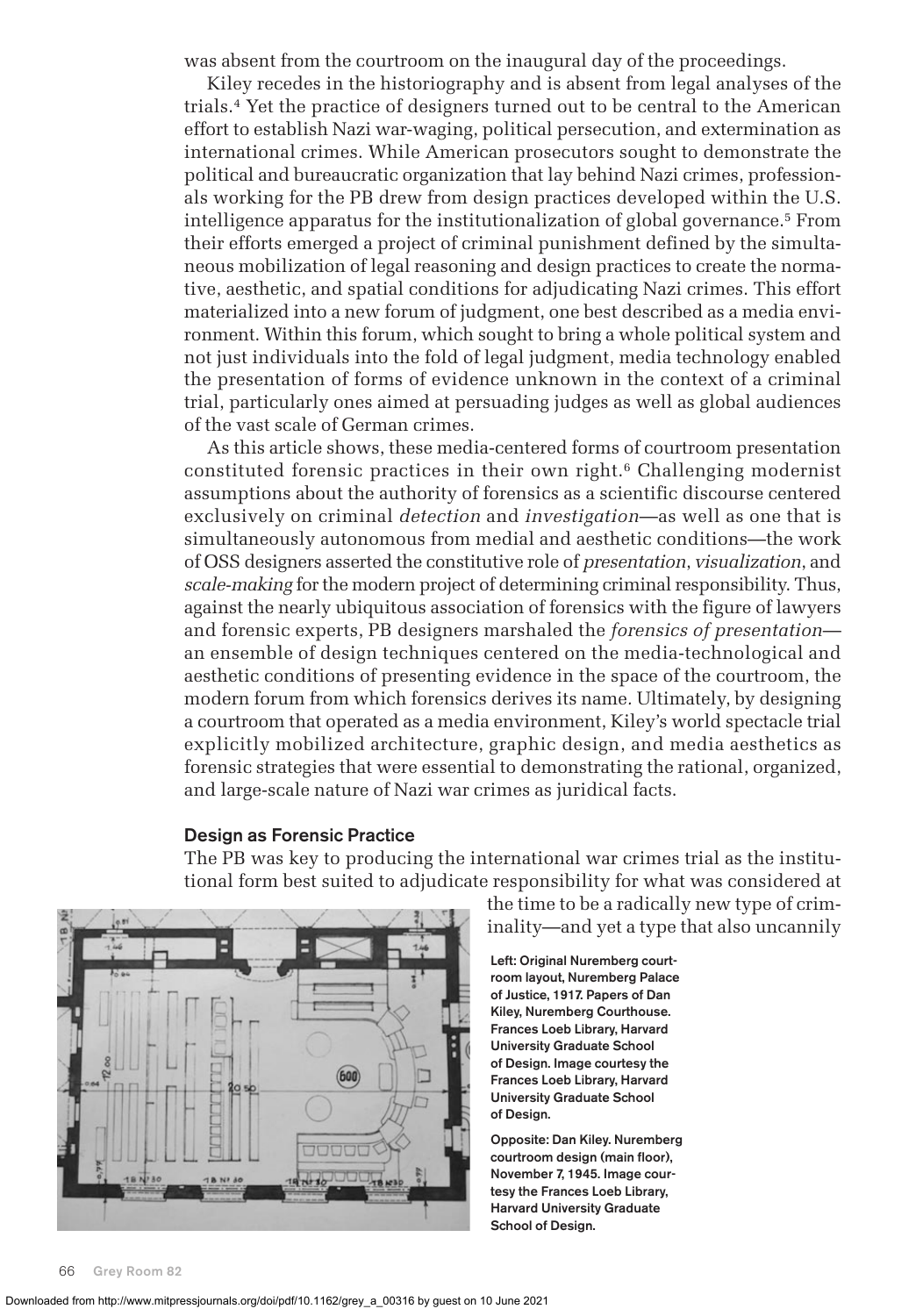was absent from the courtroom on the inaugural day of the proceedings.

Kiley recedes in the historiography and is absent from legal analyses of the trials.[4] Yet the practice of designers turned out to be central to the American effort to establish Nazi war-waging, political persecution, and extermination as international crimes. While American prosecutors sought to demonstrate the political and bureaucratic organization that lay behind Nazi crimes, professionals working for the PB drew from design practices developed within the U.S. intelligence apparatus for the institutionalization of global governance.[5] From their efforts emerged a project of criminal punishment defined by the simultaneous mobilization of legal reasoning and design practices to create the normative, aesthetic, and spatial conditions for adjudicating Nazi crimes. This effort materialized into a new forum of judgment, one best described as a media environment. Within this forum, which sought to bring a whole political system and not just individuals into the fold of legal judgment, media technology enabled the presentation of forms of evidence unknown in the context of a criminal trial, particularly ones aimed at persuading judges as well as global audiences of the vast scale of German crimes.

As this article shows, these media-centered forms of courtroom presentation constituted forensic practices in their own right.[6] Challenging modernist assumptions about the authority of forensics as a scientific discourse centered exclusively on criminal *detection* and *investigation*—as well as one that is simultaneously autonomous from medial and aesthetic conditions—the work of OSS designers asserted the constitutive role of *presentation*, *visualization*, and *scale-making* for the modern project of determining criminal responsibility. Thus, against the nearly ubiquitous association of forensics with the figure of lawyers and forensic experts, PB designers marshaled the *forensics of presentation*—an ensemble of design techniques centered on the media-technological and aesthetic conditions of presenting evidence in the space of the courtroom, the modern forum from which forensics derives its name. Ultimately, by designing a courtroom that operated as a media environment, Kiley's world spectacle trial explicitly mobilized architecture, graphic design, and media aesthetics as forensic strategies that were essential to demonstrating the rational, organized, and large-scale nature of Nazi war crimes as juridical facts.

## Design as Forensic Practice

The PB was key to producing the international war crimes trial as the institutional form best suited to adjudicate responsibility for what was considered at the time to be a radically new type of criminality—and yet a type that also uncannily

**Left: Original Nuremberg courtroom layout, Nuremberg Palace of Justice, 1917. Papers of Dan Kiley, Nuremberg Courthouse. Frances Loeb Library, Harvard University Graduate School of Design. Image courtesy the Frances Loeb Library, Harvard University Graduate School of Design.**

**Opposite: Dan Kiley. Nuremberg courtroom design (main floor), November 7, 1945. Image courtesy the Frances Loeb Library, Harvard University Graduate School of Design.**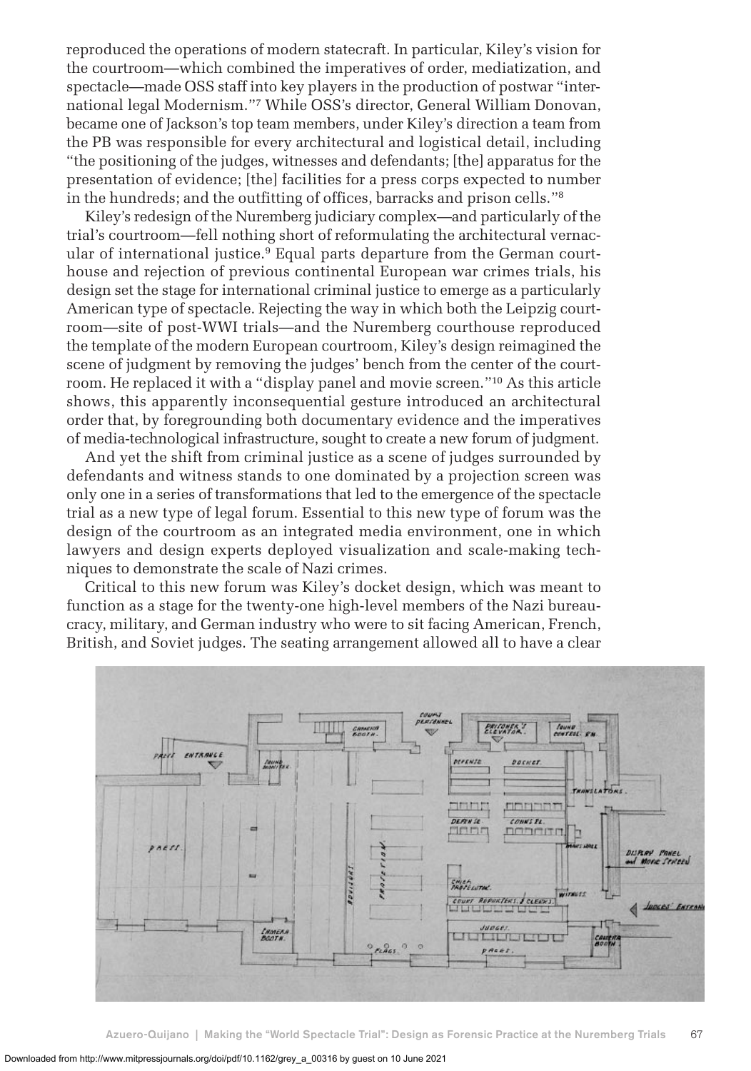reproduced the operations of modern statecraft. In particular, Kiley's vision for the courtroom—which combined the imperatives of order, mediatization, and spectacle—made OSS staff into key players in the production of postwar "international legal Modernism."[7] While OSS's director, General William Donovan, became one of Jackson's top team members, under Kiley's direction a team from the PB was responsible for every architectural and logistical detail, including "the positioning of the judges, witnesses and defendants; [the] apparatus for the presentation of evidence; [the] facilities for a press corps expected to number in the hundreds; and the outfitting of offices, barracks and prison cells."[8]

Kiley's redesign of the Nuremberg judiciary complex—and particularly of the trial's courtroom—fell nothing short of reformulating the architectural vernacular of international justice.[9] Equal parts departure from the German courthouse and rejection of previous continental European war crimes trials, his design set the stage for international criminal justice to emerge as a particularly American type of spectacle. Rejecting the way in which both the Leipzig courtroom—site of post-WWI trials—and the Nuremberg courthouse reproduced the template of the modern European courtroom, Kiley's design reimagined the scene of judgment by removing the judges' bench from the center of the courtroom. He replaced it with a "display panel and movie screen."[10] As this article shows, this apparently inconsequential gesture introduced an architectural order that, by foregrounding both documentary evidence and the imperatives of media-technological infrastructure, sought to create a new forum of judgment.

And yet the shift from criminal justice as a scene of judges surrounded by defendants and witness stands to one dominated by a projection screen was only one in a series of transformations that led to the emergence of the spectacle trial as a new type of legal forum. Essential to this new type of forum was the design of the courtroom as an integrated media environment, one in which lawyers and design experts deployed visualization and scale-making techniques to demonstrate the scale of Nazi crimes.

Critical to this new forum was Kiley's docket design, which was meant to function as a stage for the twenty-one high-level members of the Nazi bureaucracy, military, and German industry who were to sit facing American, French, British, and Soviet judges. The seating arrangement allowed all to have a clear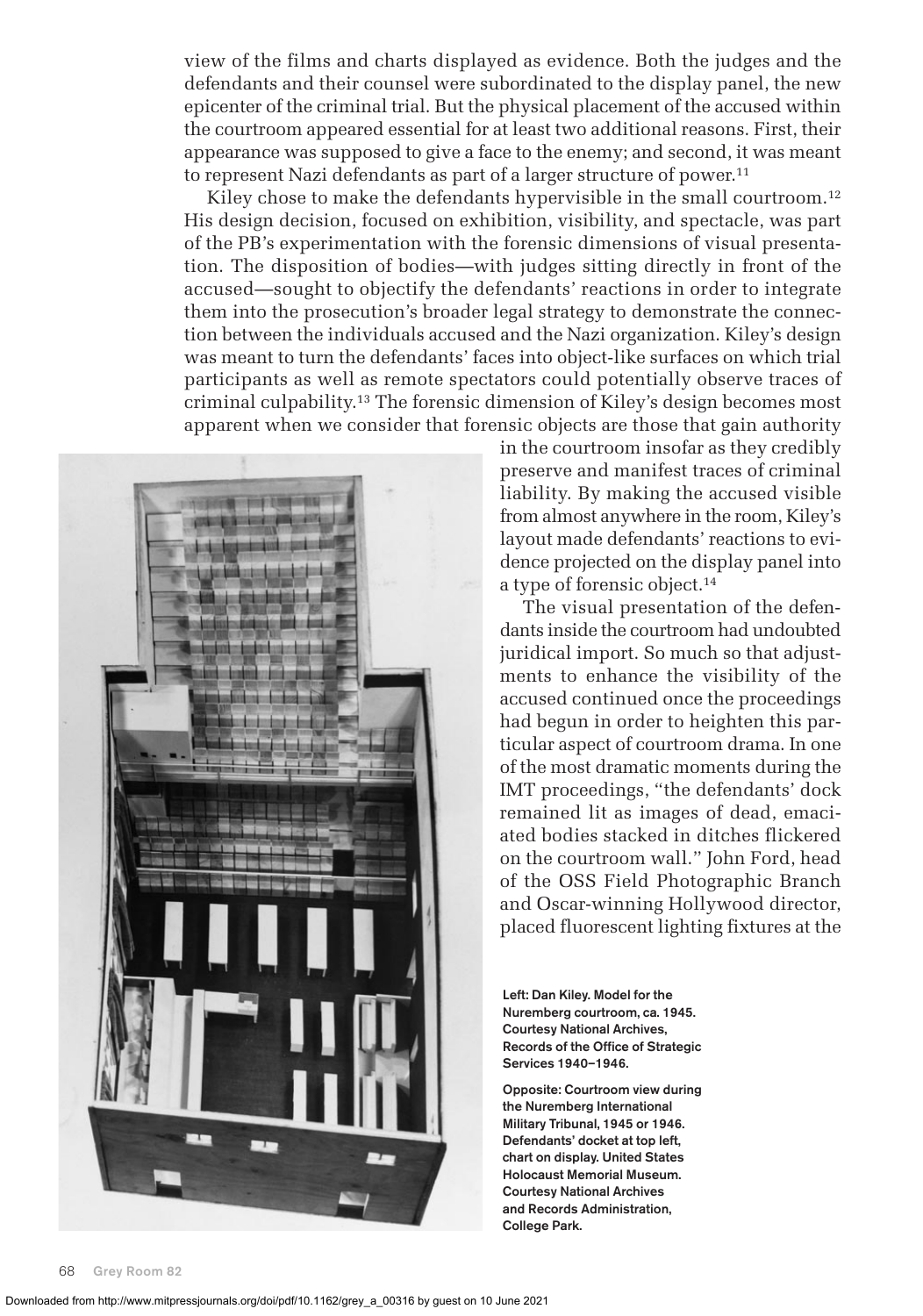view of the films and charts displayed as evidence. Both the judges and the defendants and their counsel were subordinated to the display panel, the new epicenter of the criminal trial. But the physical placement of the accused within the courtroom appeared essential for at least two additional reasons. First, their appearance was supposed to give a face to the enemy; and second, it was meant to represent Nazi defendants as part of a larger structure of power.[11]

Kiley chose to make the defendants hypervisible in the small courtroom.[12] His design decision, focused on exhibition, visibility, and spectacle, was part of the PB's experimentation with the forensic dimensions of visual presentation. The disposition of bodies—with judges sitting directly in front of the accused—sought to objectify the defendants' reactions in order to integrate them into the prosecution's broader legal strategy to demonstrate the connection between the individuals accused and the Nazi organization. Kiley's design was meant to turn the defendants' faces into object-like surfaces on which trial participants as well as remote spectators could potentially observe traces of criminal culpability.[13] The forensic dimension of Kiley's design becomes most apparent when we consider that forensic objects are those that gain authority in the courtroom insofar as they credibly preserve and manifest traces of criminal liability. By making the accused visible from almost anywhere in the room, Kiley's layout made defendants' reactions to evidence projected on the display panel into a type of forensic object.[14]

The visual presentation of the defendants inside the courtroom had undoubted juridical import. So much so that adjustments to enhance the visibility of the accused continued once the proceedings had begun in order to heighten this particular aspect of courtroom drama. In one of the most dramatic moments during the IMT proceedings, "the defendants' dock remained lit as images of dead, emaciated bodies stacked in ditches flickered on the courtroom wall." John Ford, head of the OSS Field Photographic Branch and Oscar-winning Hollywood director, placed fluorescent lighting fixtures at the

**Left: Dan Kiley. Model for the Nuremberg courtroom, ca. 1945. Courtesy National Archives, Records of the Office of Strategic Services 1940–1946.**

**Opposite: Courtroom view during the Nuremberg International Military Tribunal, 1945 or 1946. Defendants' docket at top left, chart on display. United States Holocaust Memorial Museum. Courtesy National Archives and Records Administration, College Park.**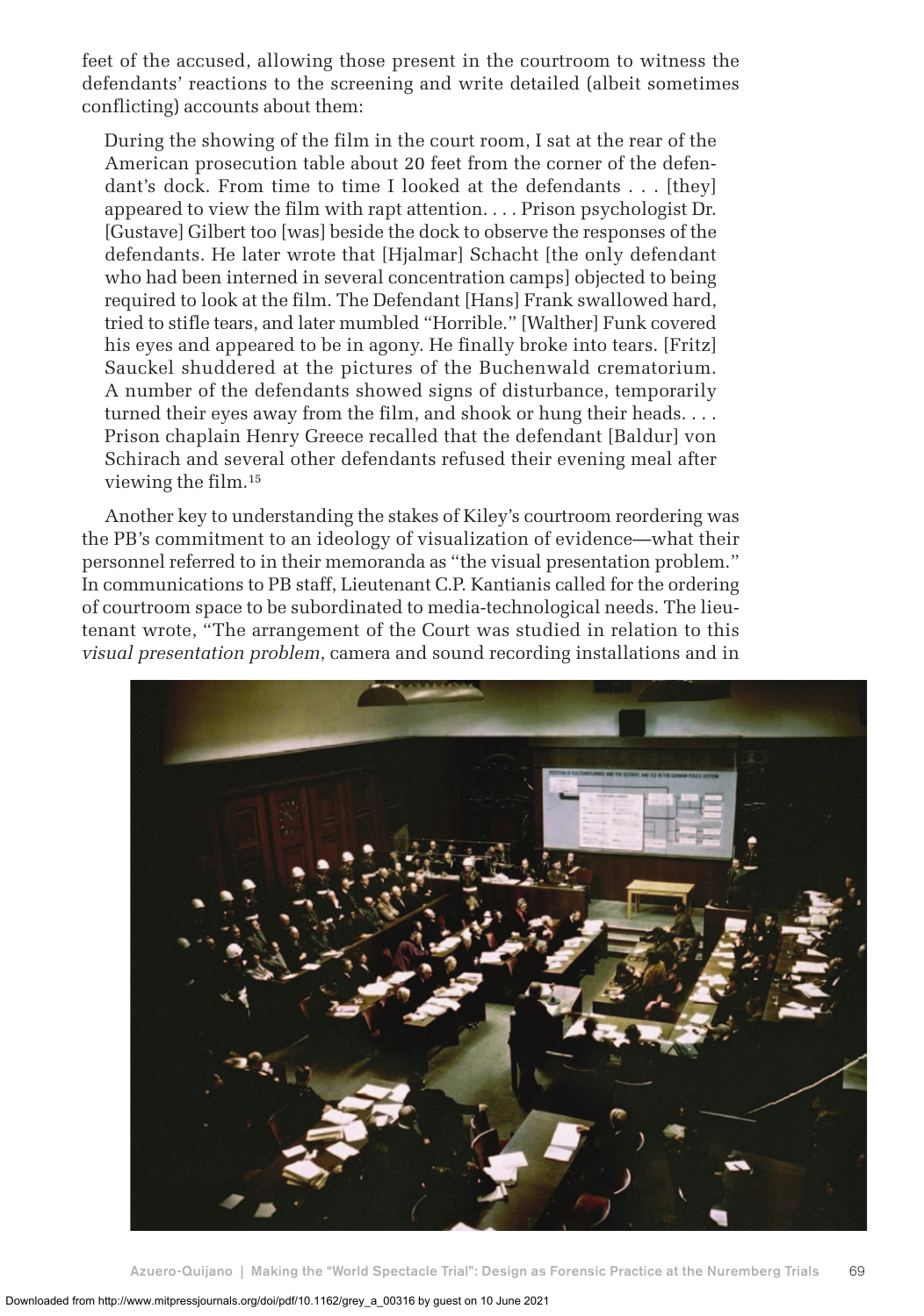feet of the accused, allowing those present in the courtroom to witness the defendants' reactions to the screening and write detailed (albeit sometimes conflicting) accounts about them:

> During the showing of the film in the court room, I sat at the rear of the American prosecution table about 20 feet from the corner of the defendant's dock. From time to time I looked at the defendants . . . [they] appeared to view the film with rapt attention. . . . Prison psychologist Dr. [Gustave] Gilbert too [was] beside the dock to observe the responses of the defendants. He later wrote that [Hjalmar] Schacht [the only defendant who had been interned in several concentration camps] objected to being required to look at the film. The Defendant [Hans] Frank swallowed hard, tried to stifle tears, and later mumbled "Horrible." [Walther] Funk covered his eyes and appeared to be in agony. He finally broke into tears. [Fritz] Sauckel shuddered at the pictures of the Buchenwald crematorium. A number of the defendants showed signs of disturbance, temporarily turned their eyes away from the film, and shook or hung their heads. . . . Prison chaplain Henry Greece recalled that the defendant [Baldur] von Schirach and several other defendants refused their evening meal after viewing the film.[15]

Another key to understanding the stakes of Kiley's courtroom reordering was the PB's commitment to an ideology of visualization of evidence—what their personnel referred to in their memoranda as "the visual presentation problem." In communications to PB staff, Lieutenant C.P. Kantianis called for the ordering of courtroom space to be subordinated to media-technological needs. The lieutenant wrote, "The arrangement of the Court was studied in relation to this *visual presentation problem*, camera and sound recording installations and in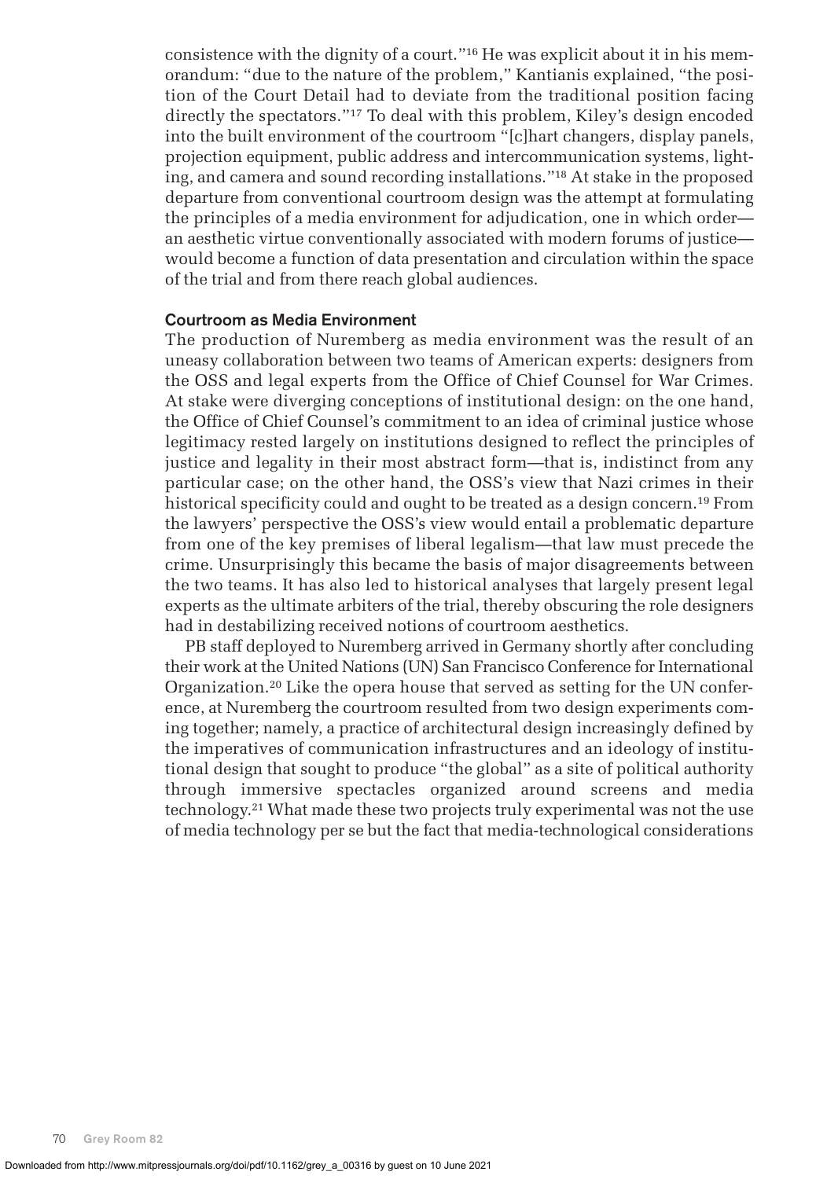consistence with the dignity of a court."[16] He was explicit about it in his memorandum: "due to the nature of the problem," Kantianis explained, "the position of the Court Detail had to deviate from the traditional position facing directly the spectators."[17] To deal with this problem, Kiley's design encoded into the built environment of the courtroom "[c]hart changers, display panels, projection equipment, public address and intercommunication systems, lighting, and camera and sound recording installations."[18] At stake in the proposed departure from conventional courtroom design was the attempt at formulating the principles of a media environment for adjudication, one in which order—an aesthetic virtue conventionally associated with modern forums of justice—would become a function of data presentation and circulation within the space of the trial and from there reach global audiences.

## Courtroom as Media Environment

The production of Nuremberg as media environment was the result of an uneasy collaboration between two teams of American experts: designers from the OSS and legal experts from the Office of Chief Counsel for War Crimes. At stake were diverging conceptions of institutional design: on the one hand, the Office of Chief Counsel's commitment to an idea of criminal justice whose legitimacy rested largely on institutions designed to reflect the principles of justice and legality in their most abstract form—that is, indistinct from any particular case; on the other hand, the OSS's view that Nazi crimes in their historical specificity could and ought to be treated as a design concern.[19] From the lawyers' perspective the OSS's view would entail a problematic departure from one of the key premises of liberal legalism—that law must precede the crime. Unsurprisingly this became the basis of major disagreements between the two teams. It has also led to historical analyses that largely present legal experts as the ultimate arbiters of the trial, thereby obscuring the role designers had in destabilizing received notions of courtroom aesthetics.

PB staff deployed to Nuremberg arrived in Germany shortly after concluding their work at the United Nations (UN) San Francisco Conference for International Organization.[20] Like the opera house that served as setting for the UN conference, at Nuremberg the courtroom resulted from two design experiments coming together; namely, a practice of architectural design increasingly defined by the imperatives of communication infrastructures and an ideology of institutional design that sought to produce "the global" as a site of political authority through immersive spectacles organized around screens and media technology.[21] What made these two projects truly experimental was not the use of media technology per se but the fact that media-technological considerations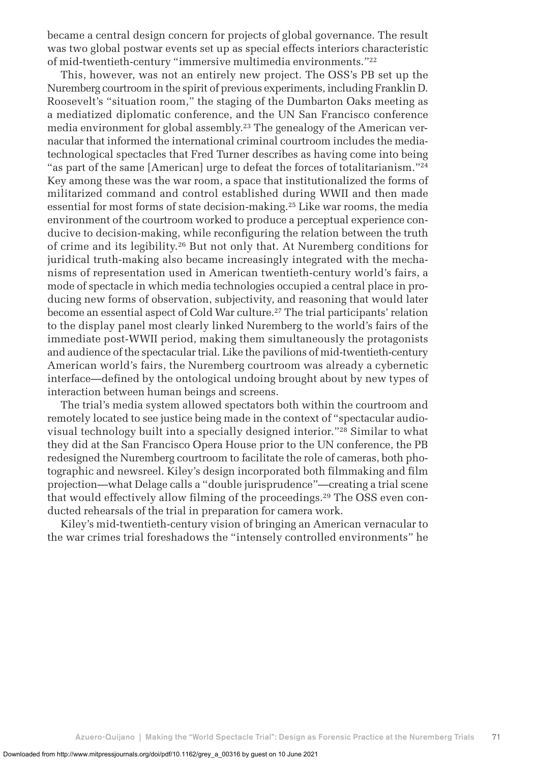became a central design concern for projects of global governance. The result was two global postwar events set up as special effects interiors characteristic of mid-twentieth-century "immersive multimedia environments."[22]

This, however, was not an entirely new project. The OSS's PB set up the Nuremberg courtroom in the spirit of previous experiments, including Franklin D. Roosevelt's "situation room," the staging of the Dumbarton Oaks meeting as a mediatized diplomatic conference, and the UN San Francisco conference media environment for global assembly.[23] The genealogy of the American vernacular that informed the international criminal courtroom includes the media-technological spectacles that Fred Turner describes as having come into being "as part of the same [American] urge to defeat the forces of totalitarianism."[24] Key among these was the war room, a space that institutionalized the forms of militarized command and control established during WWII and then made essential for most forms of state decision-making.[25] Like war rooms, the media environment of the courtroom worked to produce a perceptual experience conducive to decision-making, while reconfiguring the relation between the truth of crime and its legibility.[26] But not only that. At Nuremberg conditions for juridical truth-making also became increasingly integrated with the mechanisms of representation used in American twentieth-century world's fairs, a mode of spectacle in which media technologies occupied a central place in producing new forms of observation, subjectivity, and reasoning that would later become an essential aspect of Cold War culture.[27] The trial participants' relation to the display panel most clearly linked Nuremberg to the world's fairs of the immediate post-WWII period, making them simultaneously the protagonists and audience of the spectacular trial. Like the pavilions of mid-twentieth-century American world's fairs, the Nuremberg courtroom was already a cybernetic interface—defined by the ontological undoing brought about by new types of interaction between human beings and screens.

The trial's media system allowed spectators both within the courtroom and remotely located to see justice being made in the context of "spectacular audiovisual technology built into a specially designed interior."[28] Similar to what they did at the San Francisco Opera House prior to the UN conference, the PB redesigned the Nuremberg courtroom to facilitate the role of cameras, both photographic and newsreel. Kiley's design incorporated both filmmaking and film projection—what Delage calls a "double jurisprudence"—creating a trial scene that would effectively allow filming of the proceedings.[29] The OSS even conducted rehearsals of the trial in preparation for camera work.

Kiley's mid-twentieth-century vision of bringing an American vernacular to the war crimes trial foreshadows the "intensely controlled environments" he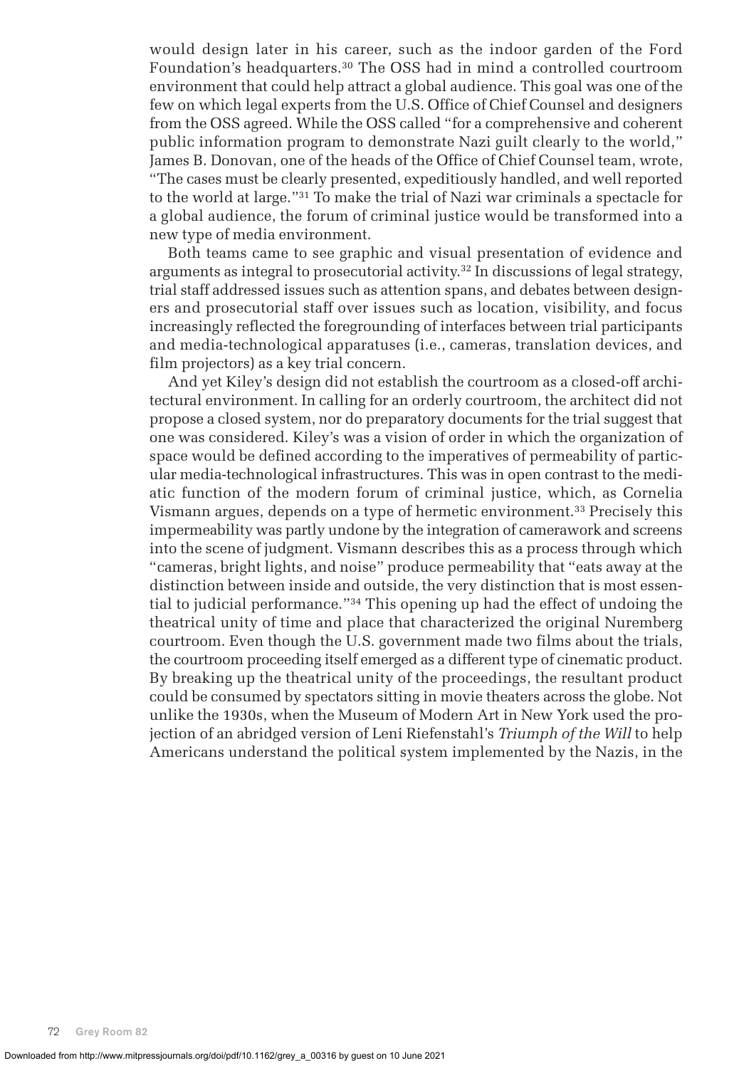would design later in his career, such as the indoor garden of the Ford Foundation's headquarters.[30] The OSS had in mind a controlled courtroom environment that could help attract a global audience. This goal was one of the few on which legal experts from the U.S. Office of Chief Counsel and designers from the OSS agreed. While the OSS called "for a comprehensive and coherent public information program to demonstrate Nazi guilt clearly to the world," James B. Donovan, one of the heads of the Office of Chief Counsel team, wrote, "The cases must be clearly presented, expeditiously handled, and well reported to the world at large."[31] To make the trial of Nazi war criminals a spectacle for a global audience, the forum of criminal justice would be transformed into a new type of media environment.

Both teams came to see graphic and visual presentation of evidence and arguments as integral to prosecutorial activity.[32] In discussions of legal strategy, trial staff addressed issues such as attention spans, and debates between designers and prosecutorial staff over issues such as location, visibility, and focus increasingly reflected the foregrounding of interfaces between trial participants and media-technological apparatuses (i.e., cameras, translation devices, and film projectors) as a key trial concern.

And yet Kiley's design did not establish the courtroom as a closed-off architectural environment. In calling for an orderly courtroom, the architect did not propose a closed system, nor do preparatory documents for the trial suggest that one was considered. Kiley's was a vision of order in which the organization of space would be defined according to the imperatives of permeability of particular media-technological infrastructures. This was in open contrast to the mediatic function of the modern forum of criminal justice, which, as Cornelia Vismann argues, depends on a type of hermetic environment.[33] Precisely this impermeability was partly undone by the integration of camerawork and screens into the scene of judgment. Vismann describes this as a process through which "cameras, bright lights, and noise" produce permeability that "eats away at the distinction between inside and outside, the very distinction that is most essential to judicial performance."[34] This opening up had the effect of undoing the theatrical unity of time and place that characterized the original Nuremberg courtroom. Even though the U.S. government made two films about the trials, the courtroom proceeding itself emerged as a different type of cinematic product. By breaking up the theatrical unity of the proceedings, the resultant product could be consumed by spectators sitting in movie theaters across the globe. Not unlike the 1930s, when the Museum of Modern Art in New York used the projection of an abridged version of Leni Riefenstahl's *Triumph of the Will* to help Americans understand the political system implemented by the Nazis, in the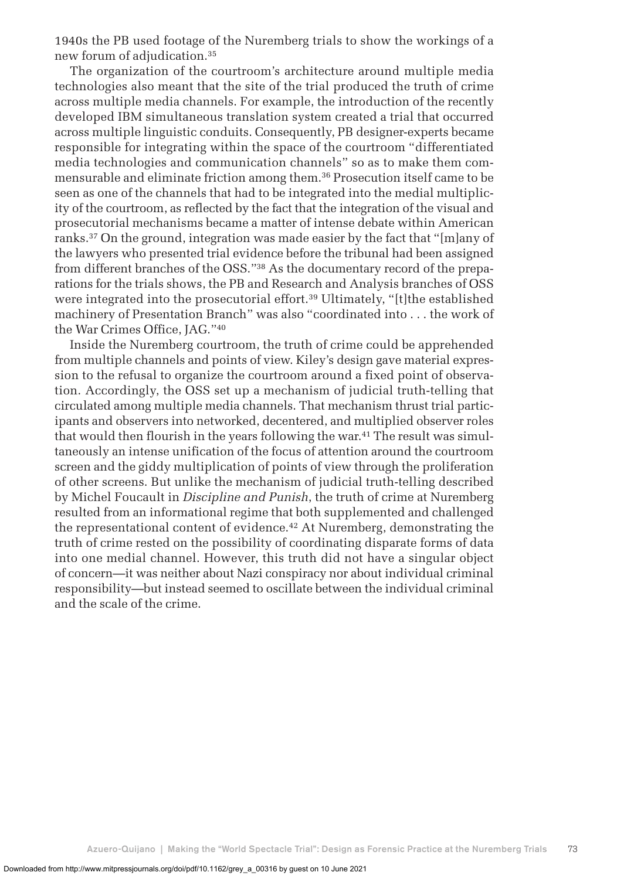1940s the PB used footage of the Nuremberg trials to show the workings of a new forum of adjudication.[35]

The organization of the courtroom's architecture around multiple media technologies also meant that the site of the trial produced the truth of crime across multiple media channels. For example, the introduction of the recently developed IBM simultaneous translation system created a trial that occurred across multiple linguistic conduits. Consequently, PB designer-experts became responsible for integrating within the space of the courtroom "differentiated media technologies and communication channels" so as to make them commensurable and eliminate friction among them.[36] Prosecution itself came to be seen as one of the channels that had to be integrated into the medial multiplicity of the courtroom, as reflected by the fact that the integration of the visual and prosecutorial mechanisms became a matter of intense debate within American ranks.[37] On the ground, integration was made easier by the fact that "[m]any of the lawyers who presented trial evidence before the tribunal had been assigned from different branches of the OSS."[38] As the documentary record of the preparations for the trials shows, the PB and Research and Analysis branches of OSS were integrated into the prosecutorial effort.[39] Ultimately, "[t]the established machinery of Presentation Branch" was also "coordinated into . . . the work of the War Crimes Office, JAG."[40]

Inside the Nuremberg courtroom, the truth of crime could be apprehended from multiple channels and points of view. Kiley's design gave material expression to the refusal to organize the courtroom around a fixed point of observation. Accordingly, the OSS set up a mechanism of judicial truth-telling that circulated among multiple media channels. That mechanism thrust trial participants and observers into networked, decentered, and multiplied observer roles that would then flourish in the years following the war.[41] The result was simultaneously an intense unification of the focus of attention around the courtroom screen and the giddy multiplication of points of view through the proliferation of other screens. But unlike the mechanism of judicial truth-telling described by Michel Foucault in *Discipline and Punish*, the truth of crime at Nuremberg resulted from an informational regime that both supplemented and challenged the representational content of evidence.[42] At Nuremberg, demonstrating the truth of crime rested on the possibility of coordinating disparate forms of data into one medial channel. However, this truth did not have a singular object of concern—it was neither about Nazi conspiracy nor about individual criminal responsibility—but instead seemed to oscillate between the individual criminal and the scale of the crime.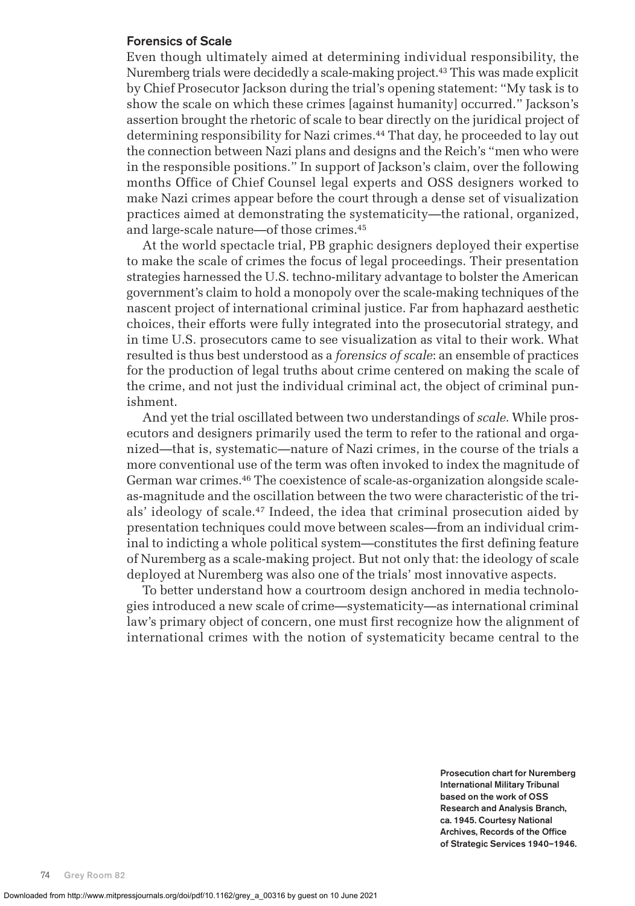## Forensics of Scale

Even though ultimately aimed at determining individual responsibility, the Nuremberg trials were decidedly a scale-making project.[43] This was made explicit by Chief Prosecutor Jackson during the trial's opening statement: "My task is to show the scale on which these crimes [against humanity] occurred." Jackson's assertion brought the rhetoric of scale to bear directly on the juridical project of determining responsibility for Nazi crimes.[44] That day, he proceeded to lay out the connection between Nazi plans and designs and the Reich's "men who were in the responsible positions." In support of Jackson's claim, over the following months Office of Chief Counsel legal experts and OSS designers worked to make Nazi crimes appear before the court through a dense set of visualization practices aimed at demonstrating the systematicity—the rational, organized, and large-scale nature—of those crimes.[45]

At the world spectacle trial, PB graphic designers deployed their expertise to make the scale of crimes the focus of legal proceedings. Their presentation strategies harnessed the U.S. techno-military advantage to bolster the American government's claim to hold a monopoly over the scale-making techniques of the nascent project of international criminal justice. Far from haphazard aesthetic choices, their efforts were fully integrated into the prosecutorial strategy, and in time U.S. prosecutors came to see visualization as vital to their work. What resulted is thus best understood as a *forensics of scale*: an ensemble of practices for the production of legal truths about crime centered on making the scale of the crime, and not just the individual criminal act, the object of criminal punishment.

And yet the trial oscillated between two understandings of *scale*. While prosecutors and designers primarily used the term to refer to the rational and organized—that is, systematic—nature of Nazi crimes, in the course of the trials a more conventional use of the term was often invoked to index the magnitude of German war crimes.[46] The coexistence of scale-as-organization alongside scale-as-magnitude and the oscillation between the two were characteristic of the trials' ideology of scale.[47] Indeed, the idea that criminal prosecution aided by presentation techniques could move between scales—from an individual criminal to indicting a whole political system—constitutes the first defining feature of Nuremberg as a scale-making project. But not only that: the ideology of scale deployed at Nuremberg was also one of the trials' most innovative aspects.

To better understand how a courtroom design anchored in media technologies introduced a new scale of crime—systematicity—as international criminal law's primary object of concern, one must first recognize how the alignment of international crimes with the notion of systematicity became central to the

**Prosecution chart for Nuremberg International Military Tribunal based on the work of OSS Research and Analysis Branch, ca. 1945. Courtesy National Archives, Records of the Office of Strategic Services 1940–1946.**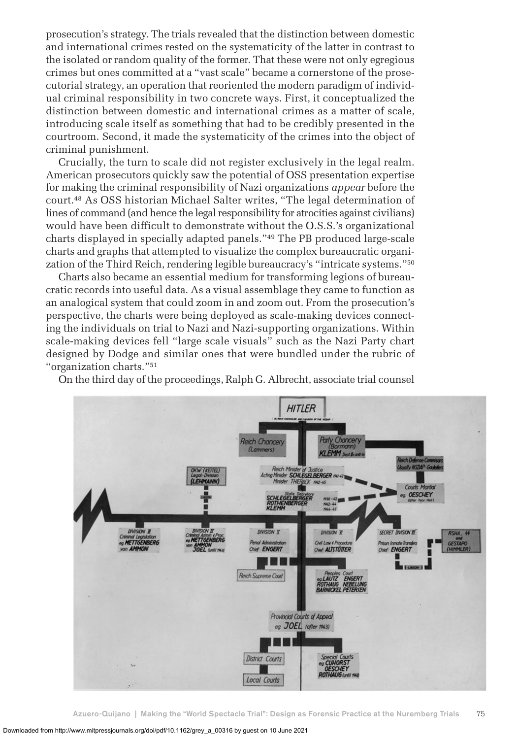prosecution's strategy. The trials revealed that the distinction between domestic and international crimes rested on the systematicity of the latter in contrast to the isolated or random quality of the former. That these were not only egregious crimes but ones committed at a "vast scale" became a cornerstone of the prosecutorial strategy, an operation that reoriented the modern paradigm of individual criminal responsibility in two concrete ways. First, it conceptualized the distinction between domestic and international crimes as a matter of scale, introducing scale itself as something that had to be credibly presented in the courtroom. Second, it made the systematicity of the crimes into the object of criminal punishment.

Crucially, the turn to scale did not register exclusively in the legal realm. American prosecutors quickly saw the potential of OSS presentation expertise for making the criminal responsibility of Nazi organizations *appear* before the court.[48] As OSS historian Michael Salter writes, "The legal determination of lines of command (and hence the legal responsibility for atrocities against civilians) would have been difficult to demonstrate without the O.S.S.'s organizational charts displayed in specially adapted panels."[49] The PB produced large-scale charts and graphs that attempted to visualize the complex bureaucratic organization of the Third Reich, rendering legible bureaucracy's "intricate systems."[50]

Charts also became an essential medium for transforming legions of bureaucratic records into useful data. As a visual assemblage they came to function as an analogical system that could zoom in and zoom out. From the prosecution's perspective, the charts were being deployed as scale-making devices connecting the individuals on trial to Nazi and Nazi-supporting organizations. Within scale-making devices fell "large scale visuals" such as the Nazi Party chart designed by Dodge and similar ones that were bundled under the rubric of "organization charts."[51]

On the third day of the proceedings, Ralph G. Albrecht, associate trial counsel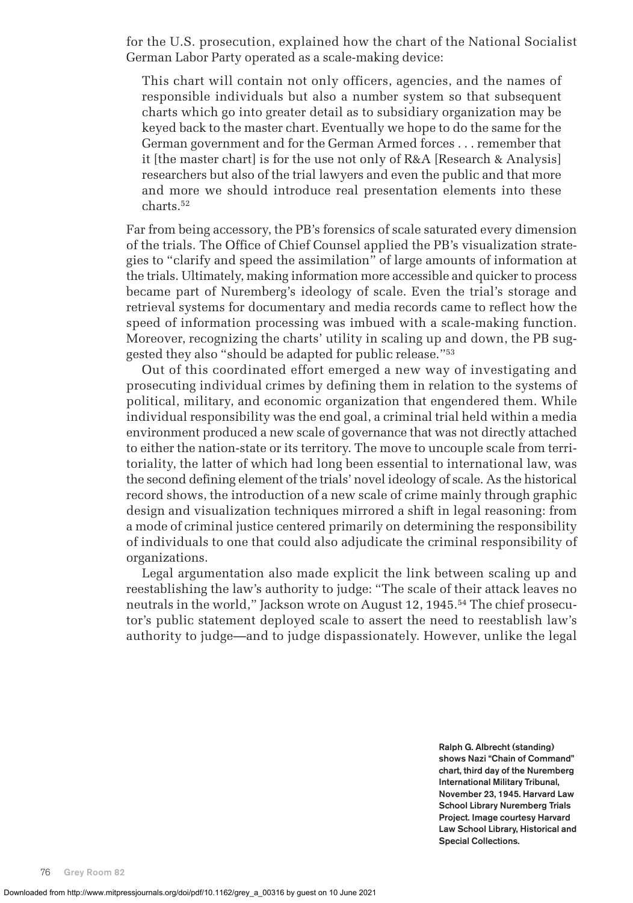for the U.S. prosecution, explained how the chart of the National Socialist German Labor Party operated as a scale-making device:

> This chart will contain not only officers, agencies, and the names of responsible individuals but also a number system so that subsequent charts which go into greater detail as to subsidiary organization may be keyed back to the master chart. Eventually we hope to do the same for the German government and for the German Armed forces . . . remember that it [the master chart] is for the use not only of R&A [Research & Analysis] researchers but also of the trial lawyers and even the public and that more and more we should introduce real presentation elements into these charts.[52]

Far from being accessory, the PB's forensics of scale saturated every dimension of the trials. The Office of Chief Counsel applied the PB's visualization strategies to "clarify and speed the assimilation" of large amounts of information at the trials. Ultimately, making information more accessible and quicker to process became part of Nuremberg's ideology of scale. Even the trial's storage and retrieval systems for documentary and media records came to reflect how the speed of information processing was imbued with a scale-making function. Moreover, recognizing the charts' utility in scaling up and down, the PB suggested they also "should be adapted for public release."[53]

Out of this coordinated effort emerged a new way of investigating and prosecuting individual crimes by defining them in relation to the systems of political, military, and economic organization that engendered them. While individual responsibility was the end goal, a criminal trial held within a media environment produced a new scale of governance that was not directly attached to either the nation-state or its territory. The move to uncouple scale from territoriality, the latter of which had long been essential to international law, was the second defining element of the trials' novel ideology of scale. As the historical record shows, the introduction of a new scale of crime mainly through graphic design and visualization techniques mirrored a shift in legal reasoning: from a mode of criminal justice centered primarily on determining the responsibility of individuals to one that could also adjudicate the criminal responsibility of organizations.

Legal argumentation also made explicit the link between scaling up and reestablishing the law's authority to judge: "The scale of their attack leaves no neutrals in the world," Jackson wrote on August 12, 1945.[54] The chief prosecutor's public statement deployed scale to assert the need to reestablish law's authority to judge—and to judge dispassionately. However, unlike the legal

**Ralph G. Albrecht (standing) shows Nazi "Chain of Command" chart, third day of the Nuremberg International Military Tribunal, November 23, 1945. Harvard Law School Library Nuremberg Trials Project. Image courtesy Harvard Law School Library, Historical and Special Collections.**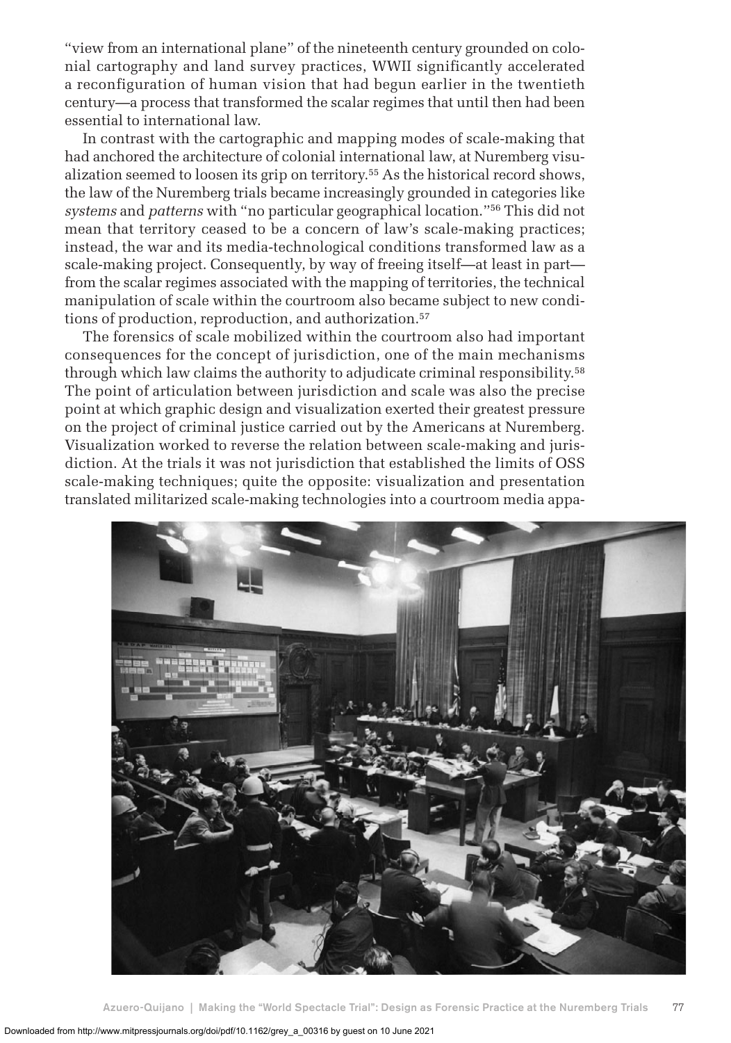"view from an international plane" of the nineteenth century grounded on colonial cartography and land survey practices, WWII significantly accelerated a reconfiguration of human vision that had begun earlier in the twentieth century—a process that transformed the scalar regimes that until then had been essential to international law.

In contrast with the cartographic and mapping modes of scale-making that had anchored the architecture of colonial international law, at Nuremberg visualization seemed to loosen its grip on territory.[55] As the historical record shows, the law of the Nuremberg trials became increasingly grounded in categories like *systems* and *patterns* with "no particular geographical location."[56] This did not mean that territory ceased to be a concern of law's scale-making practices; instead, the war and its media-technological conditions transformed law as a scale-making project. Consequently, by way of freeing itself—at least in part—from the scalar regimes associated with the mapping of territories, the technical manipulation of scale within the courtroom also became subject to new conditions of production, reproduction, and authorization.[57]

The forensics of scale mobilized within the courtroom also had important consequences for the concept of jurisdiction, one of the main mechanisms through which law claims the authority to adjudicate criminal responsibility.[58] The point of articulation between jurisdiction and scale was also the precise point at which graphic design and visualization exerted their greatest pressure on the project of criminal justice carried out by the Americans at Nuremberg. Visualization worked to reverse the relation between scale-making and jurisdiction. At the trials it was not jurisdiction that established the limits of OSS scale-making techniques; quite the opposite: visualization and presentation translated militarized scale-making technologies into a courtroom media appa-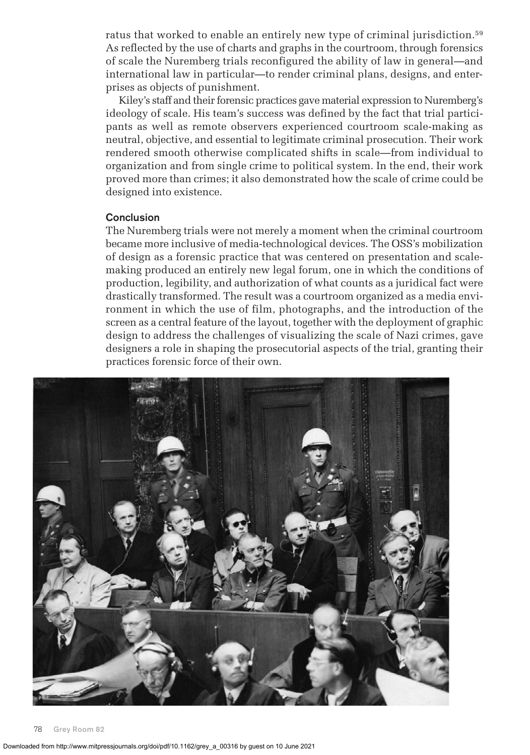ratus that worked to enable an entirely new type of criminal jurisdiction.[59] As reflected by the use of charts and graphs in the courtroom, through forensics of scale the Nuremberg trials reconfigured the ability of law in general—and international law in particular—to render criminal plans, designs, and enterprises as objects of punishment.

Kiley's staff and their forensic practices gave material expression to Nuremberg's ideology of scale. His team's success was defined by the fact that trial participants as well as remote observers experienced courtroom scale-making as neutral, objective, and essential to legitimate criminal prosecution. Their work rendered smooth otherwise complicated shifts in scale—from individual to organization and from single crime to political system. In the end, their work proved more than crimes; it also demonstrated how the scale of crime could be designed into existence.

## Conclusion

The Nuremberg trials were not merely a moment when the criminal courtroom became more inclusive of media-technological devices. The OSS's mobilization of design as a forensic practice that was centered on presentation and scale-making produced an entirely new legal forum, one in which the conditions of production, legibility, and authorization of what counts as a juridical fact were drastically transformed. The result was a courtroom organized as a media environment in which the use of film, photographs, and the introduction of the screen as a central feature of the layout, together with the deployment of graphic design to address the challenges of visualizing the scale of Nazi crimes, gave designers a role in shaping the prosecutorial aspects of the trial, granting their practices forensic force of their own.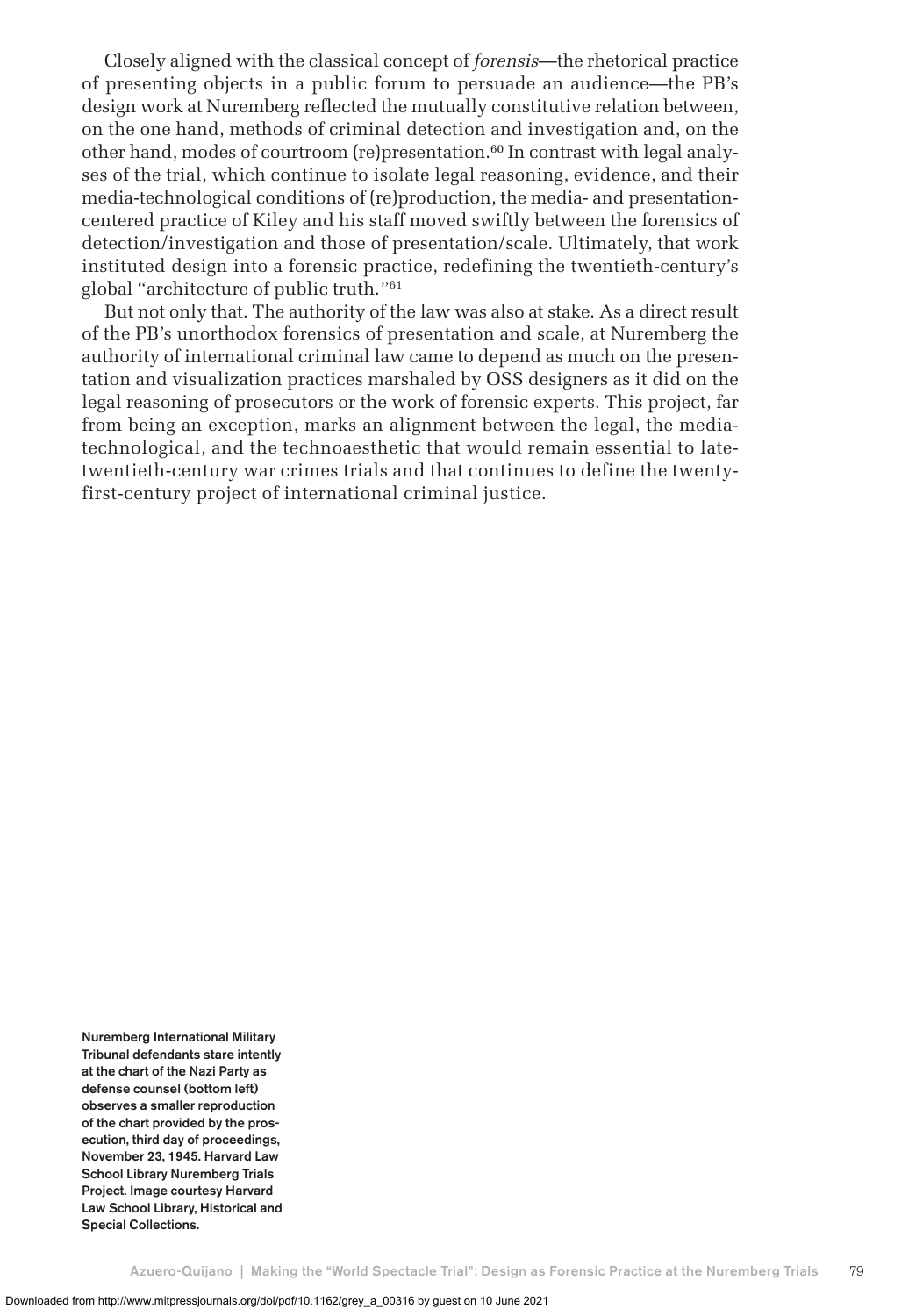Closely aligned with the classical concept of *forensis*—the rhetorical practice of presenting objects in a public forum to persuade an audience—the PB's design work at Nuremberg reflected the mutually constitutive relation between, on the one hand, methods of criminal detection and investigation and, on the other hand, modes of courtroom (re)presentation.[60] In contrast with legal analyses of the trial, which continue to isolate legal reasoning, evidence, and their media-technological conditions of (re)production, the media- and presentation-centered practice of Kiley and his staff moved swiftly between the forensics of detection/investigation and those of presentation/scale. Ultimately, that work instituted design into a forensic practice, redefining the twentieth-century's global "architecture of public truth."[61]

But not only that. The authority of the law was also at stake. As a direct result of the PB's unorthodox forensics of presentation and scale, at Nuremberg the authority of international criminal law came to depend as much on the presentation and visualization practices marshaled by OSS designers as it did on the legal reasoning of prosecutors or the work of forensic experts. This project, far from being an exception, marks an alignment between the legal, the media-technological, and the technoaesthetic that would remain essential to late-twentieth-century war crimes trials and that continues to define the twenty-first-century project of international criminal justice.

**Nuremberg International Military Tribunal defendants stare intently at the chart of the Nazi Party as defense counsel (bottom left) observes a smaller reproduction of the chart provided by the prosecution, third day of proceedings, November 23, 1945. Harvard Law School Library Nuremberg Trials Project. Image courtesy Harvard Law School Library, Historical and Special Collections.**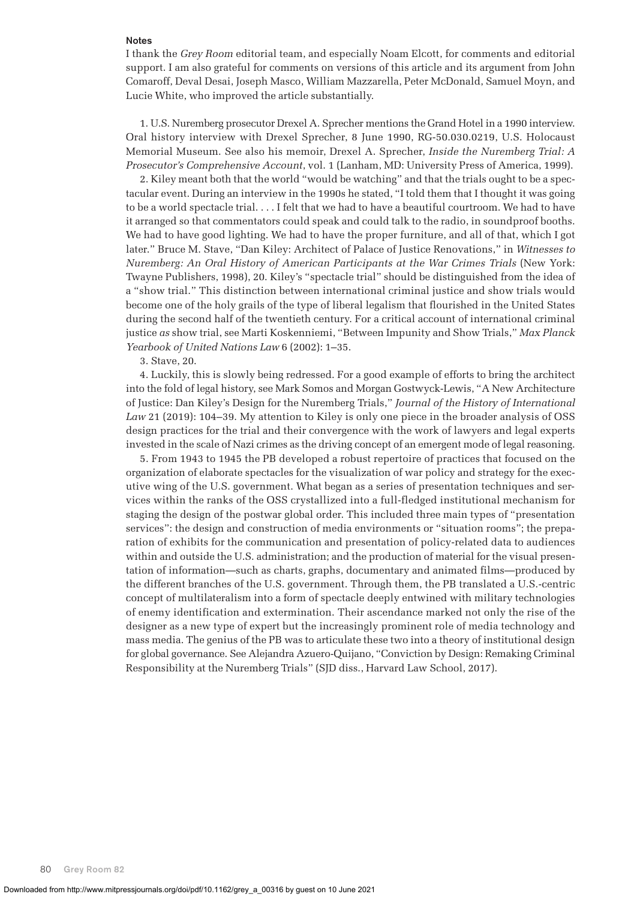## Notes

I thank the *Grey Room* editorial team, and especially Noam Elcott, for comments and editorial support. I am also grateful for comments on versions of this article and its argument from John Comaroff, Deval Desai, Joseph Masco, William Mazzarella, Peter McDonald, Samuel Moyn, and Lucie White, who improved the article substantially.

1. U.S. Nuremberg prosecutor Drexel A. Sprecher mentions the Grand Hotel in a 1990 interview. Oral history interview with Drexel Sprecher, 8 June 1990, RG-50.030.0219, U.S. Holocaust Memorial Museum. See also his memoir, Drexel A. Sprecher, *Inside the Nuremberg Trial: A Prosecutor's Comprehensive Account*, vol. 1 (Lanham, MD: University Press of America, 1999).

2. Kiley meant both that the world "would be watching" and that the trials ought to be a spectacular event. During an interview in the 1990s he stated, "I told them that I thought it was going to be a world spectacle trial. . . . I felt that we had to have a beautiful courtroom. We had to have it arranged so that commentators could speak and could talk to the radio, in soundproof booths. We had to have good lighting. We had to have the proper furniture, and all of that, which I got later." Bruce M. Stave, "Dan Kiley: Architect of Palace of Justice Renovations," in *Witnesses to Nuremberg: An Oral History of American Participants at the War Crimes Trials* (New York: Twayne Publishers, 1998), 20. Kiley's "spectacle trial" should be distinguished from the idea of a "show trial." This distinction between international criminal justice and show trials would become one of the holy grails of the type of liberal legalism that flourished in the United States during the second half of the twentieth century. For a critical account of international criminal justice *as* show trial, see Marti Koskenniemi, "Between Impunity and Show Trials," *Max Planck Yearbook of United Nations Law* 6 (2002): 1–35.

3. Stave, 20.

4. Luckily, this is slowly being redressed. For a good example of efforts to bring the architect into the fold of legal history, see Mark Somos and Morgan Gostwyck-Lewis, "A New Architecture of Justice: Dan Kiley's Design for the Nuremberg Trials," *Journal of the History of International Law* 21 (2019): 104–39. My attention to Kiley is only one piece in the broader analysis of OSS design practices for the trial and their convergence with the work of lawyers and legal experts invested in the scale of Nazi crimes as the driving concept of an emergent mode of legal reasoning.

5. From 1943 to 1945 the PB developed a robust repertoire of practices that focused on the organization of elaborate spectacles for the visualization of war policy and strategy for the executive wing of the U.S. government. What began as a series of presentation techniques and services within the ranks of the OSS crystallized into a full-fledged institutional mechanism for staging the design of the postwar global order. This included three main types of "presentation services": the design and construction of media environments or "situation rooms"; the preparation of exhibits for the communication and presentation of policy-related data to audiences within and outside the U.S. administration; and the production of material for the visual presentation of information—such as charts, graphs, documentary and animated films—produced by the different branches of the U.S. government. Through them, the PB translated a U.S.-centric concept of multilateralism into a form of spectacle deeply entwined with military technologies of enemy identification and extermination. Their ascendance marked not only the rise of the designer as a new type of expert but the increasingly prominent role of media technology and mass media. The genius of the PB was to articulate these two into a theory of institutional design for global governance. See Alejandra Azuero-Quijano, "Conviction by Design: Remaking Criminal Responsibility at the Nuremberg Trials" (SJD diss., Harvard Law School, 2017).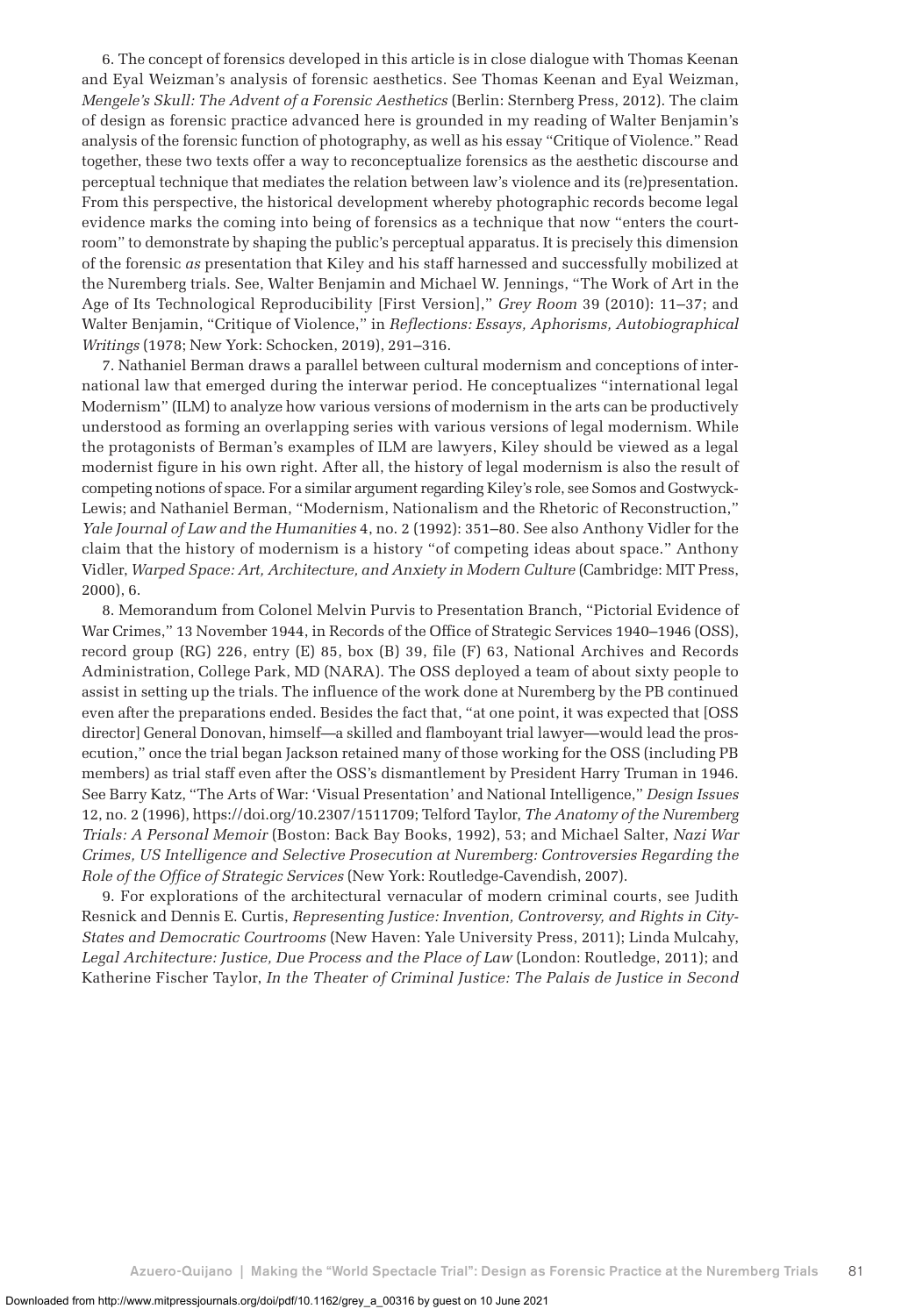6. The concept of forensics developed in this article is in close dialogue with Thomas Keenan and Eyal Weizman's analysis of forensic aesthetics. See Thomas Keenan and Eyal Weizman, *Mengele's Skull: The Advent of a Forensic Aesthetics* (Berlin: Sternberg Press, 2012). The claim of design as forensic practice advanced here is grounded in my reading of Walter Benjamin's analysis of the forensic function of photography, as well as his essay "Critique of Violence." Read together, these two texts offer a way to reconceptualize forensics as the aesthetic discourse and perceptual technique that mediates the relation between law's violence and its (re)presentation. From this perspective, the historical development whereby photographic records become legal evidence marks the coming into being of forensics as a technique that now "enters the courtroom" to demonstrate by shaping the public's perceptual apparatus. It is precisely this dimension of the forensic *as* presentation that Kiley and his staff harnessed and successfully mobilized at the Nuremberg trials. See, Walter Benjamin and Michael W. Jennings, "The Work of Art in the Age of Its Technological Reproducibility [First Version]," *Grey Room* 39 (2010): 11–37; and Walter Benjamin, "Critique of Violence," in *Reflections: Essays, Aphorisms, Autobiographical Writings* (1978; New York: Schocken, 2019), 291–316.

7. Nathaniel Berman draws a parallel between cultural modernism and conceptions of international law that emerged during the interwar period. He conceptualizes "international legal Modernism" (ILM) to analyze how various versions of modernism in the arts can be productively understood as forming an overlapping series with various versions of legal modernism. While the protagonists of Berman's examples of ILM are lawyers, Kiley should be viewed as a legal modernist figure in his own right. After all, the history of legal modernism is also the result of competing notions of space. For a similar argument regarding Kiley's role, see Somos and Gostwyck-Lewis; and Nathaniel Berman, "Modernism, Nationalism and the Rhetoric of Reconstruction," *Yale Journal of Law and the Humanities* 4, no. 2 (1992): 351–80. See also Anthony Vidler for the claim that the history of modernism is a history "of competing ideas about space." Anthony Vidler, *Warped Space: Art, Architecture, and Anxiety in Modern Culture* (Cambridge: MIT Press, 2000), 6.

8. Memorandum from Colonel Melvin Purvis to Presentation Branch, "Pictorial Evidence of War Crimes," 13 November 1944, in Records of the Office of Strategic Services 1940–1946 (OSS), record group (RG) 226, entry (E) 85, box (B) 39, file (F) 63, National Archives and Records Administration, College Park, MD (NARA). The OSS deployed a team of about sixty people to assist in setting up the trials. The influence of the work done at Nuremberg by the PB continued even after the preparations ended. Besides the fact that, "at one point, it was expected that [OSS director] General Donovan, himself—a skilled and flamboyant trial lawyer—would lead the prosecution," once the trial began Jackson retained many of those working for the OSS (including PB members) as trial staff even after the OSS's dismantlement by President Harry Truman in 1946. See Barry Katz, "The Arts of War: 'Visual Presentation' and National Intelligence," *Design Issues* 12, no. 2 (1996), https://doi.org/10.2307/1511709; Telford Taylor, *The Anatomy of the Nuremberg Trials: A Personal Memoir* (Boston: Back Bay Books, 1992), 53; and Michael Salter, *Nazi War Crimes, US Intelligence and Selective Prosecution at Nuremberg: Controversies Regarding the Role of the Office of Strategic Services* (New York: Routledge-Cavendish, 2007).

9. For explorations of the architectural vernacular of modern criminal courts, see Judith Resnick and Dennis E. Curtis, *Representing Justice: Invention, Controversy, and Rights in City-States and Democratic Courtrooms* (New Haven: Yale University Press, 2011); Linda Mulcahy, *Legal Architecture: Justice, Due Process and the Place of Law* (London: Routledge, 2011); and Katherine Fischer Taylor, *In the Theater of Criminal Justice: The Palais de Justice in Second*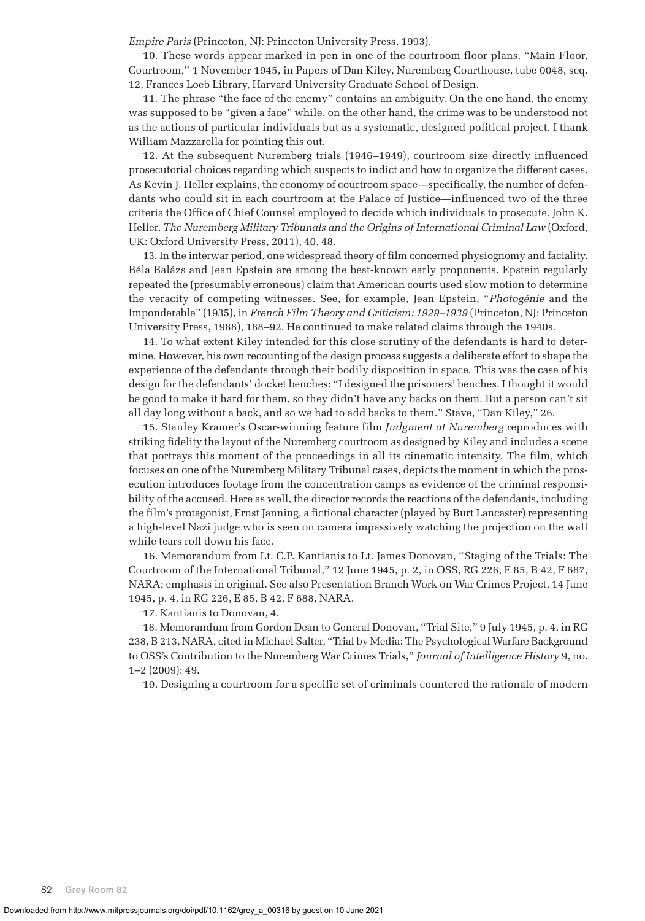*Empire Paris* (Princeton, NJ: Princeton University Press, 1993).

10. These words appear marked in pen in one of the courtroom floor plans. "Main Floor, Courtroom," 1 November 1945, in Papers of Dan Kiley, Nuremberg Courthouse, tube 0048, seq. 12, Frances Loeb Library, Harvard University Graduate School of Design.

11. The phrase "the face of the enemy" contains an ambiguity. On the one hand, the enemy was supposed to be "given a face" while, on the other hand, the crime was to be understood not as the actions of particular individuals but as a systematic, designed political project. I thank William Mazzarella for pointing this out.

12. At the subsequent Nuremberg trials (1946–1949), courtroom size directly influenced prosecutorial choices regarding which suspects to indict and how to organize the different cases. As Kevin J. Heller explains, the economy of courtroom space—specifically, the number of defendants who could sit in each courtroom at the Palace of Justice—influenced two of the three criteria the Office of Chief Counsel employed to decide which individuals to prosecute. John K. Heller, *The Nuremberg Military Tribunals and the Origins of International Criminal Law* (Oxford, UK: Oxford University Press, 2011), 40, 48.

13. In the interwar period, one widespread theory of film concerned physiognomy and faciality. Béla Balázs and Jean Epstein are among the best-known early proponents. Epstein regularly repeated the (presumably erroneous) claim that American courts used slow motion to determine the veracity of competing witnesses. See, for example, Jean Epstein, "*Photogénie* and the Imponderable" (1935), in *French Film Theory and Criticism: 1929–1939* (Princeton, NJ: Princeton University Press, 1988), 188–92. He continued to make related claims through the 1940s.

14. To what extent Kiley intended for this close scrutiny of the defendants is hard to determine. However, his own recounting of the design process suggests a deliberate effort to shape the experience of the defendants through their bodily disposition in space. This was the case of his design for the defendants' docket benches: "I designed the prisoners' benches. I thought it would be good to make it hard for them, so they didn't have any backs on them. But a person can't sit all day long without a back, and so we had to add backs to them." Stave, "Dan Kiley," 26.

15. Stanley Kramer's Oscar-winning feature film *Judgment at Nuremberg* reproduces with striking fidelity the layout of the Nuremberg courtroom as designed by Kiley and includes a scene that portrays this moment of the proceedings in all its cinematic intensity. The film, which focuses on one of the Nuremberg Military Tribunal cases, depicts the moment in which the prosecution introduces footage from the concentration camps as evidence of the criminal responsibility of the accused. Here as well, the director records the reactions of the defendants, including the film's protagonist, Ernst Janning, a fictional character (played by Burt Lancaster) representing a high-level Nazi judge who is seen on camera impassively watching the projection on the wall while tears roll down his face.

16. Memorandum from Lt. C.P. Kantianis to Lt. James Donovan, "Staging of the Trials: The Courtroom of the International Tribunal," 12 June 1945, p. 2, in OSS, RG 226, E 85, B 42, F 687, NARA; emphasis in original. See also Presentation Branch Work on War Crimes Project, 14 June 1945, p. 4, in RG 226, E 85, B 42, F 688, NARA.

17. Kantianis to Donovan, 4.

18. Memorandum from Gordon Dean to General Donovan, "Trial Site," 9 July 1945, p. 4, in RG 238, B 213, NARA, cited in Michael Salter, "Trial by Media: The Psychological Warfare Background to OSS's Contribution to the Nuremberg War Crimes Trials," *Journal of Intelligence History* 9, no. 1–2 (2009): 49.

19. Designing a courtroom for a specific set of criminals countered the rationale of modern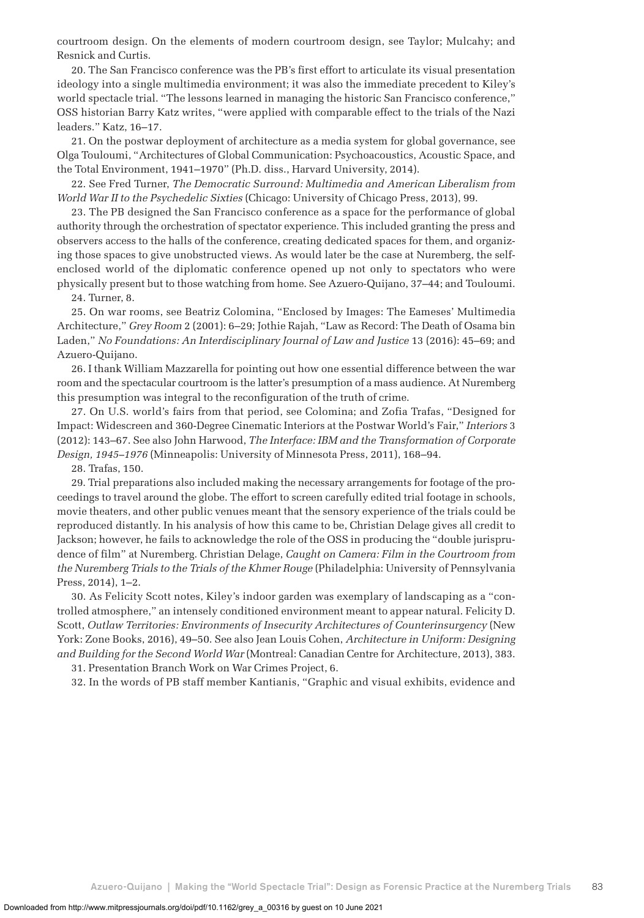courtroom design. On the elements of modern courtroom design, see Taylor; Mulcahy; and Resnick and Curtis.

20. The San Francisco conference was the PB's first effort to articulate its visual presentation ideology into a single multimedia environment; it was also the immediate precedent to Kiley's world spectacle trial. "The lessons learned in managing the historic San Francisco conference," OSS historian Barry Katz writes, "were applied with comparable effect to the trials of the Nazi leaders." Katz, 16–17.

21. On the postwar deployment of architecture as a media system for global governance, see Olga Touloumi, "Architectures of Global Communication: Psychoacoustics, Acoustic Space, and the Total Environment, 1941–1970" (Ph.D. diss., Harvard University, 2014).

22. See Fred Turner, *The Democratic Surround: Multimedia and American Liberalism from World War II to the Psychedelic Sixties* (Chicago: University of Chicago Press, 2013), 99.

23. The PB designed the San Francisco conference as a space for the performance of global authority through the orchestration of spectator experience. This included granting the press and observers access to the halls of the conference, creating dedicated spaces for them, and organizing those spaces to give unobstructed views. As would later be the case at Nuremberg, the self-enclosed world of the diplomatic conference opened up not only to spectators who were physically present but to those watching from home. See Azuero-Quijano, 37–44; and Touloumi.

24. Turner, 8.

25. On war rooms, see Beatriz Colomina, "Enclosed by Images: The Eameses' Multimedia Architecture," *Grey Room* 2 (2001): 6–29; Jothie Rajah, "Law as Record: The Death of Osama bin Laden," *No Foundations: An Interdisciplinary Journal of Law and Justice* 13 (2016): 45–69; and Azuero-Quijano.

26. I thank William Mazzarella for pointing out how one essential difference between the war room and the spectacular courtroom is the latter's presumption of a mass audience. At Nuremberg this presumption was integral to the reconfiguration of the truth of crime.

27. On U.S. world's fairs from that period, see Colomina; and Zofia Trafas, "Designed for Impact: Widescreen and 360-Degree Cinematic Interiors at the Postwar World's Fair," *Interiors* 3 (2012): 143–67. See also John Harwood, *The Interface: IBM and the Transformation of Corporate Design, 1945–1976* (Minneapolis: University of Minnesota Press, 2011), 168–94.

28. Trafas, 150.

29. Trial preparations also included making the necessary arrangements for footage of the proceedings to travel around the globe. The effort to screen carefully edited trial footage in schools, movie theaters, and other public venues meant that the sensory experience of the trials could be reproduced distantly. In his analysis of how this came to be, Christian Delage gives all credit to Jackson; however, he fails to acknowledge the role of the OSS in producing the "double jurisprudence of film" at Nuremberg. Christian Delage, *Caught on Camera: Film in the Courtroom from the Nuremberg Trials to the Trials of the Khmer Rouge* (Philadelphia: University of Pennsylvania Press, 2014), 1–2.

30. As Felicity Scott notes, Kiley's indoor garden was exemplary of landscaping as a "controlled atmosphere," an intensely conditioned environment meant to appear natural. Felicity D. Scott, *Outlaw Territories: Environments of Insecurity Architectures of Counterinsurgency* (New York: Zone Books, 2016), 49–50. See also Jean Louis Cohen, *Architecture in Uniform: Designing and Building for the Second World War* (Montreal: Canadian Centre for Architecture, 2013), 383.

31. Presentation Branch Work on War Crimes Project, 6.

32. In the words of PB staff member Kantianis, "Graphic and visual exhibits, evidence and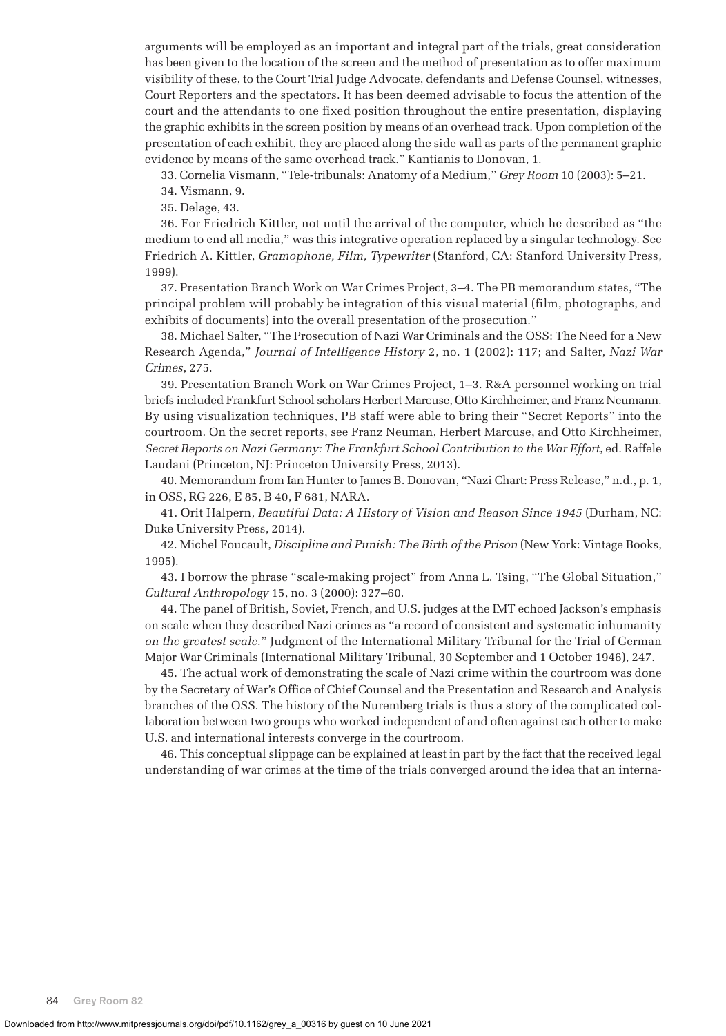arguments will be employed as an important and integral part of the trials, great consideration has been given to the location of the screen and the method of presentation as to offer maximum visibility of these, to the Court Trial Judge Advocate, defendants and Defense Counsel, witnesses, Court Reporters and the spectators. It has been deemed advisable to focus the attention of the court and the attendants to one fixed position throughout the entire presentation, displaying the graphic exhibits in the screen position by means of an overhead track. Upon completion of the presentation of each exhibit, they are placed along the side wall as parts of the permanent graphic evidence by means of the same overhead track." Kantianis to Donovan, 1.

33. Cornelia Vismann, "Tele-tribunals: Anatomy of a Medium," *Grey Room* 10 (2003): 5–21.

34. Vismann, 9.

35. Delage, 43.

36. For Friedrich Kittler, not until the arrival of the computer, which he described as "the medium to end all media," was this integrative operation replaced by a singular technology. See Friedrich A. Kittler, *Gramophone, Film, Typewriter* (Stanford, CA: Stanford University Press, 1999).

37. Presentation Branch Work on War Crimes Project, 3–4. The PB memorandum states, "The principal problem will probably be integration of this visual material (film, photographs, and exhibits of documents) into the overall presentation of the prosecution."

38. Michael Salter, "The Prosecution of Nazi War Criminals and the OSS: The Need for a New Research Agenda," *Journal of Intelligence History* 2, no. 1 (2002): 117; and Salter, *Nazi War Crimes*, 275.

39. Presentation Branch Work on War Crimes Project, 1–3. R&A personnel working on trial briefs included Frankfurt School scholars Herbert Marcuse, Otto Kirchheimer, and Franz Neumann. By using visualization techniques, PB staff were able to bring their "Secret Reports" into the courtroom. On the secret reports, see Franz Neuman, Herbert Marcuse, and Otto Kirchheimer, *Secret Reports on Nazi Germany: The Frankfurt School Contribution to the War Effort*, ed. Raffele Laudani (Princeton, NJ: Princeton University Press, 2013).

40. Memorandum from Ian Hunter to James B. Donovan, "Nazi Chart: Press Release," n.d., p. 1, in OSS, RG 226, E 85, B 40, F 681, NARA.

41. Orit Halpern, *Beautiful Data: A History of Vision and Reason Since 1945* (Durham, NC: Duke University Press, 2014).

42. Michel Foucault, *Discipline and Punish: The Birth of the Prison* (New York: Vintage Books, 1995).

43. I borrow the phrase "scale-making project" from Anna L. Tsing, "The Global Situation," *Cultural Anthropology* 15, no. 3 (2000): 327–60.

44. The panel of British, Soviet, French, and U.S. judges at the IMT echoed Jackson's emphasis on scale when they described Nazi crimes as "a record of consistent and systematic inhumanity *on the greatest scale*." Judgment of the International Military Tribunal for the Trial of German Major War Criminals (International Military Tribunal, 30 September and 1 October 1946), 247.

45. The actual work of demonstrating the scale of Nazi crime within the courtroom was done by the Secretary of War's Office of Chief Counsel and the Presentation and Research and Analysis branches of the OSS. The history of the Nuremberg trials is thus a story of the complicated collaboration between two groups who worked independent of and often against each other to make U.S. and international interests converge in the courtroom.

46. This conceptual slippage can be explained at least in part by the fact that the received legal understanding of war crimes at the time of the trials converged around the idea that an interna-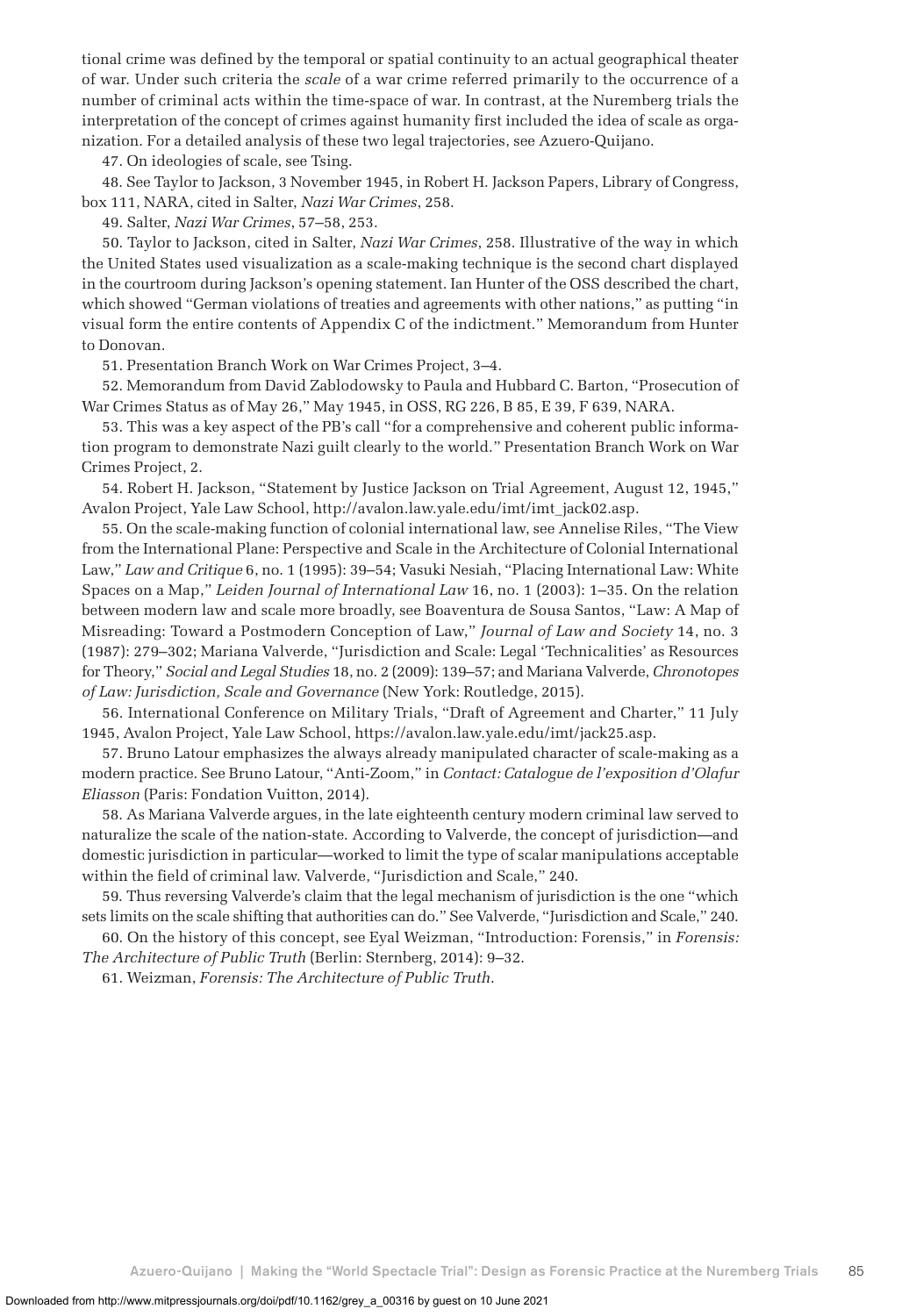tional crime was defined by the temporal or spatial continuity to an actual geographical theater of war. Under such criteria the *scale* of a war crime referred primarily to the occurrence of a number of criminal acts within the time-space of war. In contrast, at the Nuremberg trials the interpretation of the concept of crimes against humanity first included the idea of scale as organization. For a detailed analysis of these two legal trajectories, see Azuero-Quijano.

47. On ideologies of scale, see Tsing.

48. See Taylor to Jackson, 3 November 1945, in Robert H. Jackson Papers, Library of Congress, box 111, NARA, cited in Salter, *Nazi War Crimes*, 258.

49. Salter, *Nazi War Crimes*, 57–58, 253.

50. Taylor to Jackson, cited in Salter, *Nazi War Crimes*, 258. Illustrative of the way in which the United States used visualization as a scale-making technique is the second chart displayed in the courtroom during Jackson's opening statement. Ian Hunter of the OSS described the chart, which showed "German violations of treaties and agreements with other nations," as putting "in visual form the entire contents of Appendix C of the indictment." Memorandum from Hunter to Donovan.

51. Presentation Branch Work on War Crimes Project, 3–4.

52. Memorandum from David Zablodowsky to Paula and Hubbard C. Barton, "Prosecution of War Crimes Status as of May 26," May 1945, in OSS, RG 226, B 85, E 39, F 639, NARA.

53. This was a key aspect of the PB's call "for a comprehensive and coherent public information program to demonstrate Nazi guilt clearly to the world." Presentation Branch Work on War Crimes Project, 2.

54. Robert H. Jackson, "Statement by Justice Jackson on Trial Agreement, August 12, 1945," Avalon Project, Yale Law School, http://avalon.law.yale.edu/imt/imt_jack02.asp.

55. On the scale-making function of colonial international law, see Annelise Riles, "The View from the International Plane: Perspective and Scale in the Architecture of Colonial International Law," *Law and Critique* 6, no. 1 (1995): 39–54; Vasuki Nesiah, "Placing International Law: White Spaces on a Map," *Leiden Journal of International Law* 16, no. 1 (2003): 1–35. On the relation between modern law and scale more broadly, see Boaventura de Sousa Santos, "Law: A Map of Misreading: Toward a Postmodern Conception of Law," *Journal of Law and Society* 14, no. 3 (1987): 279–302; Mariana Valverde, "Jurisdiction and Scale: Legal 'Technicalities' as Resources for Theory," *Social and Legal Studies* 18, no. 2 (2009): 139–57; and Mariana Valverde, *Chronotopes of Law: Jurisdiction, Scale and Governance* (New York: Routledge, 2015).

56. International Conference on Military Trials, "Draft of Agreement and Charter," 11 July 1945, Avalon Project, Yale Law School, https://avalon.law.yale.edu/imt/jack25.asp.

57. Bruno Latour emphasizes the always already manipulated character of scale-making as a modern practice. See Bruno Latour, "Anti-Zoom," in *Contact: Catalogue de l'exposition d'Olafur Eliasson* (Paris: Fondation Vuitton, 2014).

58. As Mariana Valverde argues, in the late eighteenth century modern criminal law served to naturalize the scale of the nation-state. According to Valverde, the concept of jurisdiction—and domestic jurisdiction in particular—worked to limit the type of scalar manipulations acceptable within the field of criminal law. Valverde, "Jurisdiction and Scale," 240.

59. Thus reversing Valverde's claim that the legal mechanism of jurisdiction is the one "which sets limits on the scale shifting that authorities can do." See Valverde, "Jurisdiction and Scale," 240.

60. On the history of this concept, see Eyal Weizman, "Introduction: Forensis," in *Forensis: The Architecture of Public Truth* (Berlin: Sternberg, 2014): 9–32.

61. Weizman, *Forensis: The Architecture of Public Truth*.